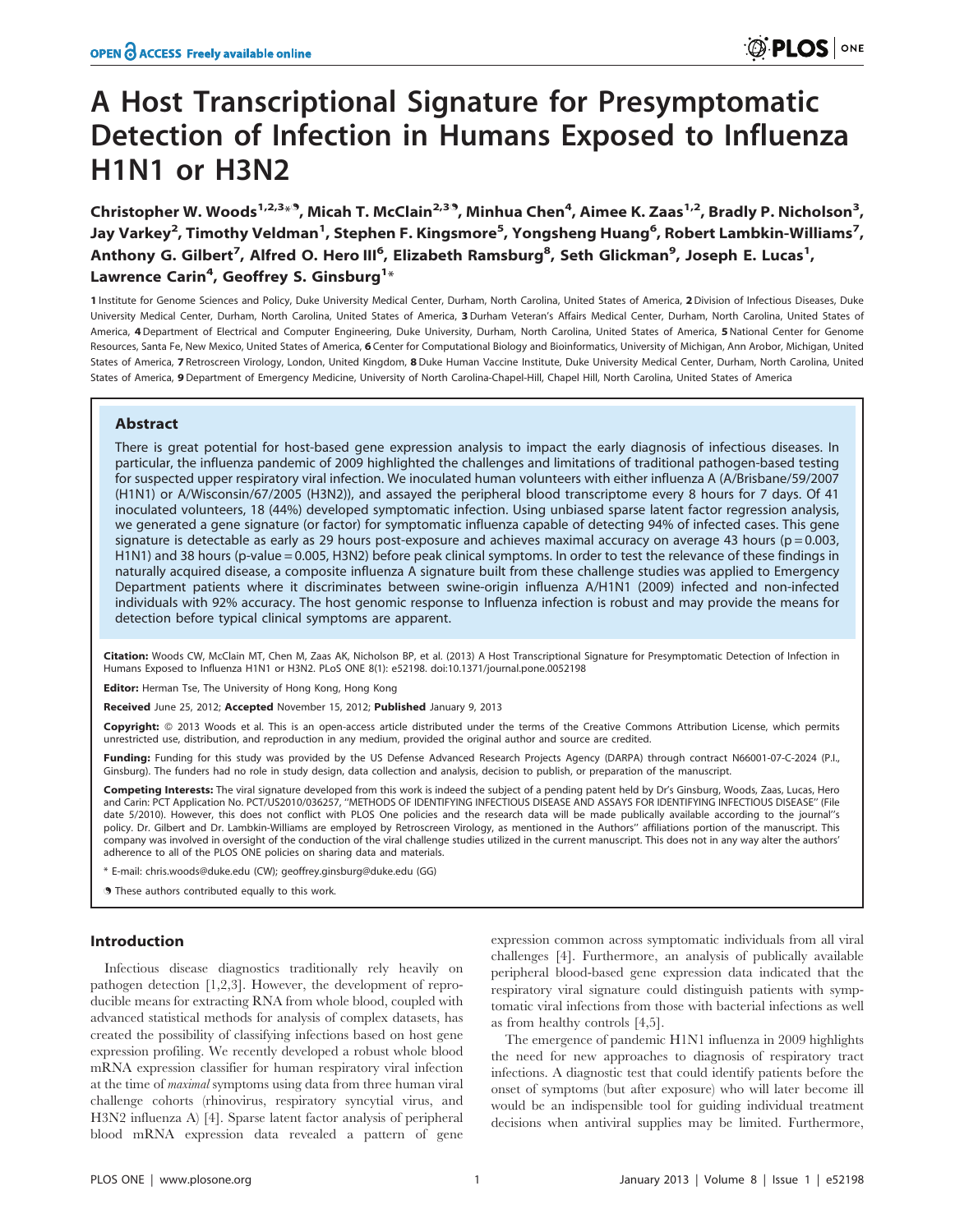# A Host Transcriptional Signature for Presymptomatic Detection of Infection in Humans Exposed to Influenza H1N1 or H3N2

**Christopher W. Woods[1,2,3]\*⁹, Micah T. McClain[2,3]⁹, Minhua Chen[4], Aimee K. Zaas[1,2], Bradly P. Nicholson[3], Jay Varkey[2], Timothy Veldman[1], Stephen F. Kingsmore[5], Yongsheng Huang[6], Robert Lambkin-Williams[7], Anthony G. Gilbert[7], Alfred O. Hero III[6], Elizabeth Ramsburg[8], Seth Glickman[9], Joseph E. Lucas[1], Lawrence Carin[4], Geoffrey S. Ginsburg[1]\***

1 Institute for Genome Sciences and Policy, Duke University Medical Center, Durham, North Carolina, United States of America, 2 Division of Infectious Diseases, Duke University Medical Center, Durham, North Carolina, United States of America, 3 Durham Veteran's Affairs Medical Center, Durham, North Carolina, United States of America, 4 Department of Electrical and Computer Engineering, Duke University, Durham, North Carolina, United States of America, 5 National Center for Genome Resources, Santa Fe, New Mexico, United States of America, 6 Center for Computational Biology and Bioinformatics, University of Michigan, Ann Arobor, Michigan, United States of America, 7 Retroscreen Virology, London, United Kingdom, 8 Duke Human Vaccine Institute, Duke University Medical Center, Durham, North Carolina, United States of America, 9 Department of Emergency Medicine, University of North Carolina-Chapel-Hill, Chapel Hill, North Carolina, United States of America

## Abstract

There is great potential for host-based gene expression analysis to impact the early diagnosis of infectious diseases. In particular, the influenza pandemic of 2009 highlighted the challenges and limitations of traditional pathogen-based testing for suspected upper respiratory viral infection. We inoculated human volunteers with either influenza A (A/Brisbane/59/2007 (H1N1) or A/Wisconsin/67/2005 (H3N2)), and assayed the peripheral blood transcriptome every 8 hours for 7 days. Of 41 inoculated volunteers, 18 (44%) developed symptomatic infection. Using unbiased sparse latent factor regression analysis, we generated a gene signature (or factor) for symptomatic influenza capable of detecting 94% of infected cases. This gene signature is detectable as early as 29 hours post-exposure and achieves maximal accuracy on average 43 hours ($p = 0.003$, H1N1) and 38 hours ($p\text{-value} = 0.005$, H3N2) before peak clinical symptoms. In order to test the relevance of these findings in naturally acquired disease, a composite influenza A signature built from these challenge studies was applied to Emergency Department patients where it discriminates between swine-origin influenza A/H1N1 (2009) infected and non-infected individuals with 92% accuracy. The host genomic response to Influenza infection is robust and may provide the means for detection before typical clinical symptoms are apparent.

**Citation:** Woods CW, McClain MT, Chen M, Zaas AK, Nicholson BP, et al. (2013) A Host Transcriptional Signature for Presymptomatic Detection of Infection in Humans Exposed to Influenza H1N1 or H3N2. PLoS ONE 8(1): e52198. doi:10.1371/journal.pone.0052198

**Editor:** Herman Tse, The University of Hong Kong, Hong Kong

**Received** June 25, 2012; **Accepted** November 15, 2012; **Published** January 9, 2013

**Copyright:** © 2013 Woods et al. This is an open-access article distributed under the terms of the Creative Commons Attribution License, which permits unrestricted use, distribution, and reproduction in any medium, provided the original author and source are credited.

**Funding:** Funding for this study was provided by the US Defense Advanced Research Projects Agency (DARPA) through contract N66001-07-C-2024 (P.I., Ginsburg). The funders had no role in study design, data collection and analysis, decision to publish, or preparation of the manuscript.

**Competing Interests:** The viral signature developed from this work is indeed the subject of a pending patent held by Dr's Ginsburg, Woods, Zaas, Lucas, Hero and Carin: PCT Application No. PCT/US2010/036257, ''METHODS OF IDENTIFYING INFECTIOUS DISEASE AND ASSAYS FOR IDENTIFYING INFECTIOUS DISEASE'' (File date 5/2010). However, this does not conflict with PLOS One policies and the research data will be made publically available according to the journal''s policy. Dr. Gilbert and Dr. Lambkin-Williams are employed by Retroscreen Virology, as mentioned in the Authors'' affiliations portion of the manuscript. This company was involved in oversight of the conduction of the viral challenge studies utilized in the current manuscript. This does not in any way alter the authors' adherence to all of the PLOS ONE policies on sharing data and materials.

\* E-mail: chris.woods@duke.edu (CW); geoffrey.ginsburg@duke.edu (GG)

⁹ These authors contributed equally to this work.

## Introduction

Infectious disease diagnostics traditionally rely heavily on pathogen detection [1,2,3]. However, the development of reproducible means for extracting RNA from whole blood, coupled with advanced statistical methods for analysis of complex datasets, has created the possibility of classifying infections based on host gene expression profiling. We recently developed a robust whole blood mRNA expression classifier for human respiratory viral infection at the time of *maximal* symptoms using data from three human viral challenge cohorts (rhinovirus, respiratory syncytial virus, and H3N2 influenza A) [4]. Sparse latent factor analysis of peripheral blood mRNA expression data revealed a pattern of gene expression common across symptomatic individuals from all viral challenges [4]. Furthermore, an analysis of publically available peripheral blood-based gene expression data indicated that the respiratory viral signature could distinguish patients with symptomatic viral infections from those with bacterial infections as well as from healthy controls [4,5].

The emergence of pandemic H1N1 influenza in 2009 highlights the need for new approaches to diagnosis of respiratory tract infections. A diagnostic test that could identify patients before the onset of symptoms (but after exposure) who will later become ill would be an indispensible tool for guiding individual treatment decisions when antiviral supplies may be limited. Furthermore,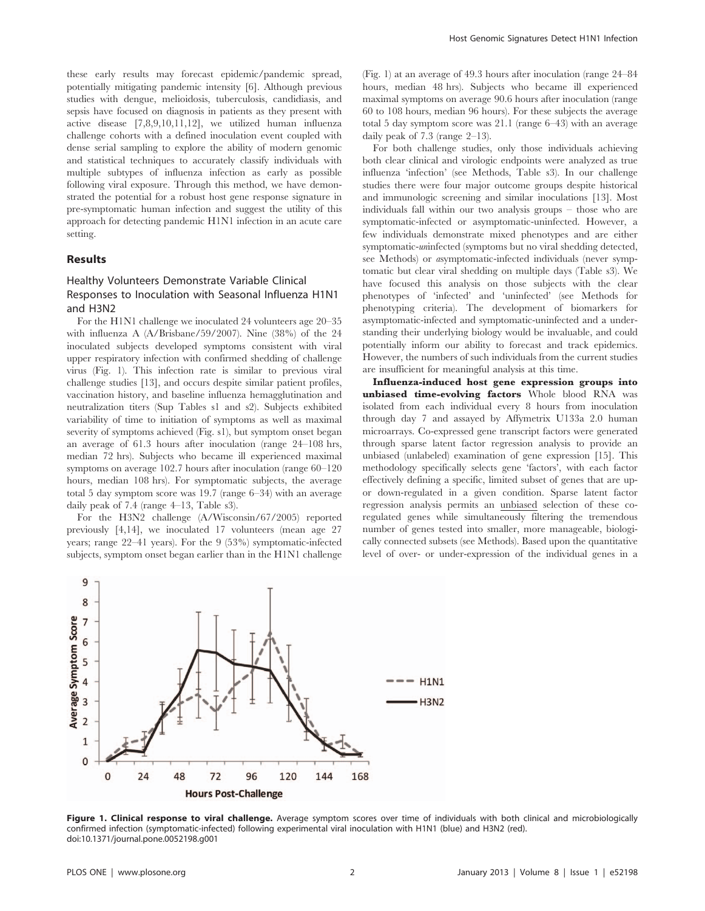these early results may forecast epidemic/pandemic spread, potentially mitigating pandemic intensity [6]. Although previous studies with dengue, melioidosis, tuberculosis, candidiasis, and sepsis have focused on diagnosis in patients as they present with active disease [7,8,9,10,11,12], we utilized human influenza challenge cohorts with a defined inoculation event coupled with dense serial sampling to explore the ability of modern genomic and statistical techniques to accurately classify individuals with multiple subtypes of influenza infection as early as possible following viral exposure. Through this method, we have demonstrated the potential for a robust host gene response signature in pre-symptomatic human infection and suggest the utility of this approach for detecting pandemic H1N1 infection in an acute care setting.

## Results

### Healthy Volunteers Demonstrate Variable Clinical Responses to Inoculation with Seasonal Influenza H1N1 and H3N2

For the H1N1 challenge we inoculated 24 volunteers age 20–35 with influenza A (A/Brisbane/59/2007). Nine (38%) of the 24 inoculated subjects developed symptoms consistent with viral upper respiratory infection with confirmed shedding of challenge virus (Fig. 1). This infection rate is similar to previous viral challenge studies [13], and occurs despite similar patient profiles, vaccination history, and baseline influenza hemagglutination and neutralization titers (Sup Tables s1 and s2). Subjects exhibited variability of time to initiation of symptoms as well as maximal severity of symptoms achieved (Fig. s1), but symptom onset began an average of 61.3 hours after inoculation (range 24–108 hrs, median 72 hrs). Subjects who became ill experienced maximal symptoms on average 102.7 hours after inoculation (range 60–120 hours, median 108 hrs). For symptomatic subjects, the average total 5 day symptom score was 19.7 (range 6–34) with an average daily peak of 7.4 (range 4–13, Table s3).

For the H3N2 challenge (A/Wisconsin/67/2005) reported previously [4,14], we inoculated 17 volunteers (mean age 27 years; range 22–41 years). For the 9 (53%) symptomatic-infected subjects, symptom onset began earlier than in the H1N1 challenge (Fig. 1) at an average of 49.3 hours after inoculation (range 24–84 hours, median 48 hrs). Subjects who became ill experienced maximal symptoms on average 90.6 hours after inoculation (range 60 to 108 hours, median 96 hours). For these subjects the average total 5 day symptom score was 21.1 (range 6–43) with an average daily peak of 7.3 (range 2–13).

For both challenge studies, only those individuals achieving both clear clinical and virologic endpoints were analyzed as true influenza 'infection' (see Methods, Table s3). In our challenge studies there were four major outcome groups despite historical and immunologic screening and similar inoculations [13]. Most individuals fall within our two analysis groups – those who are symptomatic-infected or asymptomatic-uninfected. However, a few individuals demonstrate mixed phenotypes and are either symptomatic-*un*infected (symptoms but no viral shedding detected, see Methods) or *a*symptomatic-infected individuals (never symptomatic but clear viral shedding on multiple days (Table s3). We have focused this analysis on those subjects with the clear phenotypes of 'infected' and 'uninfected' (see Methods for phenotyping criteria). The development of biomarkers for asymptomatic-infected and symptomatic-uninfected and a understanding their underlying biology would be invaluable, and could potentially inform our ability to forecast and track epidemics. However, the numbers of such individuals from the current studies are insufficient for meaningful analysis at this time.

**Influenza-induced host gene expression groups into unbiased time-evolving factors** Whole blood RNA was isolated from each individual every 8 hours from inoculation through day 7 and assayed by Affymetrix U133a 2.0 human microarrays. Co-expressed gene transcript factors were generated through sparse latent factor regression analysis to provide an unbiased (unlabeled) examination of gene expression [15]. This methodology specifically selects gene 'factors', with each factor effectively defining a specific, limited subset of genes that are up- or down-regulated in a given condition. Sparse latent factor regression analysis permits an unbiased selection of these co-regulated genes while simultaneously filtering the tremendous number of genes tested into smaller, more manageable, biologically connected subsets (see Methods). Based upon the quantitative level of over- or under-expression of the individual genes in a

**Figure 1. Clinical response to viral challenge.** Average symptom scores over time of individuals with both clinical and microbiologically confirmed infection (symptomatic-infected) following experimental viral inoculation with H1N1 (blue) and H3N2 (red).
doi:10.1371/journal.pone.0052198.g001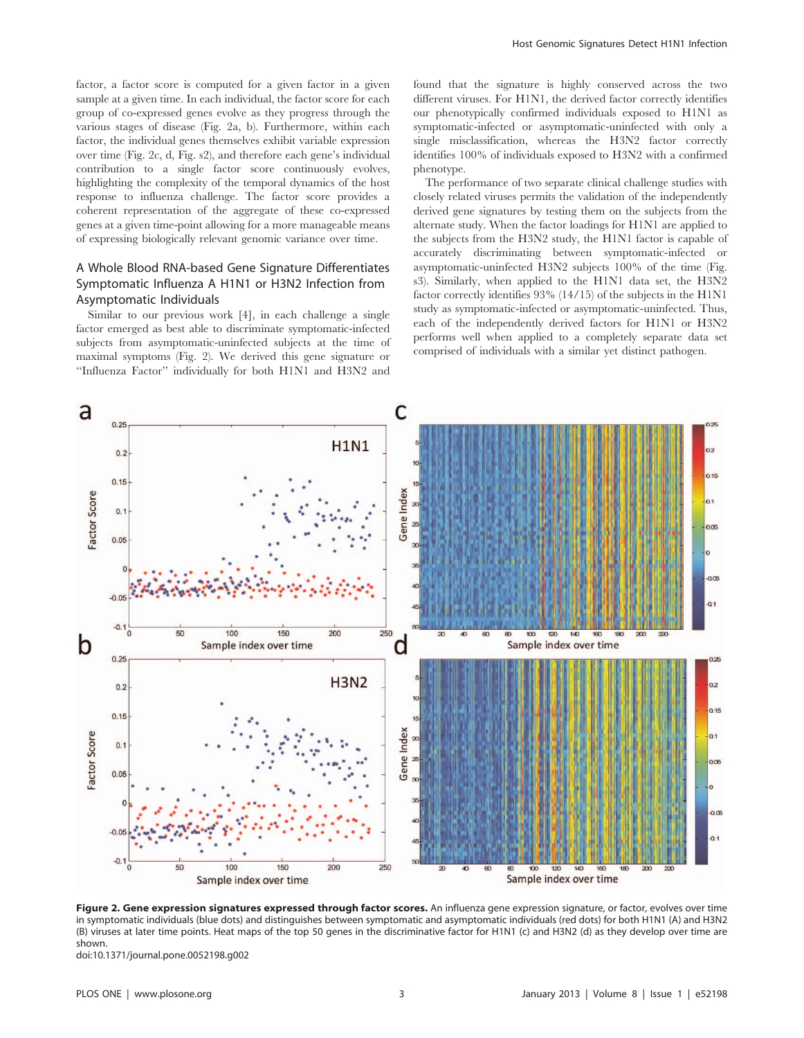factor, a factor score is computed for a given factor in a given sample at a given time. In each individual, the factor score for each group of co-expressed genes evolve as they progress through the various stages of disease (Fig. 2a, b). Furthermore, within each factor, the individual genes themselves exhibit variable expression over time (Fig. 2c, d, Fig. s2), and therefore each gene's individual contribution to a single factor score continuously evolves, highlighting the complexity of the temporal dynamics of the host response to influenza challenge. The factor score provides a coherent representation of the aggregate of these co-expressed genes at a given time-point allowing for a more manageable means of expressing biologically relevant genomic variance over time.

### A Whole Blood RNA-based Gene Signature Differentiates Symptomatic Influenza A H1N1 or H3N2 Infection from Asymptomatic Individuals

Similar to our previous work [4], in each challenge a single factor emerged as best able to discriminate symptomatic-infected subjects from asymptomatic-uninfected subjects at the time of maximal symptoms (Fig. 2). We derived this gene signature or "Influenza Factor" individually for both H1N1 and H3N2 and found that the signature is highly conserved across the two different viruses. For H1N1, the derived factor correctly identifies our phenotypically confirmed individuals exposed to H1N1 as symptomatic-infected or asymptomatic-uninfected with only a single misclassification, whereas the H3N2 factor correctly identifies 100% of individuals exposed to H3N2 with a confirmed phenotype.

The performance of two separate clinical challenge studies with closely related viruses permits the validation of the independently derived gene signatures by testing them on the subjects from the alternate study. When the factor loadings for H1N1 are applied to the subjects from the H3N2 study, the H1N1 factor is capable of accurately discriminating between symptomatic-infected or asymptomatic-uninfected H3N2 subjects 100% of the time (Fig. s3). Similarly, when applied to the H1N1 data set, the H3N2 factor correctly identifies 93% (14/15) of the subjects in the H1N1 study as symptomatic-infected or asymptomatic-uninfected. Thus, each of the independently derived factors for H1N1 or H3N2 performs well when applied to a completely separate data set comprised of individuals with a similar yet distinct pathogen.

**Figure 2. Gene expression signatures expressed through factor scores.** An influenza gene expression signature, or factor, evolves over time in symptomatic individuals (blue dots) and distinguishes between symptomatic and asymptomatic individuals (red dots) for both H1N1 (A) and H3N2 (B) viruses at later time points. Heat maps of the top 50 genes in the discriminative factor for H1N1 (c) and H3N2 (d) as they develop over time are shown.
doi:10.1371/journal.pone.0052198.g002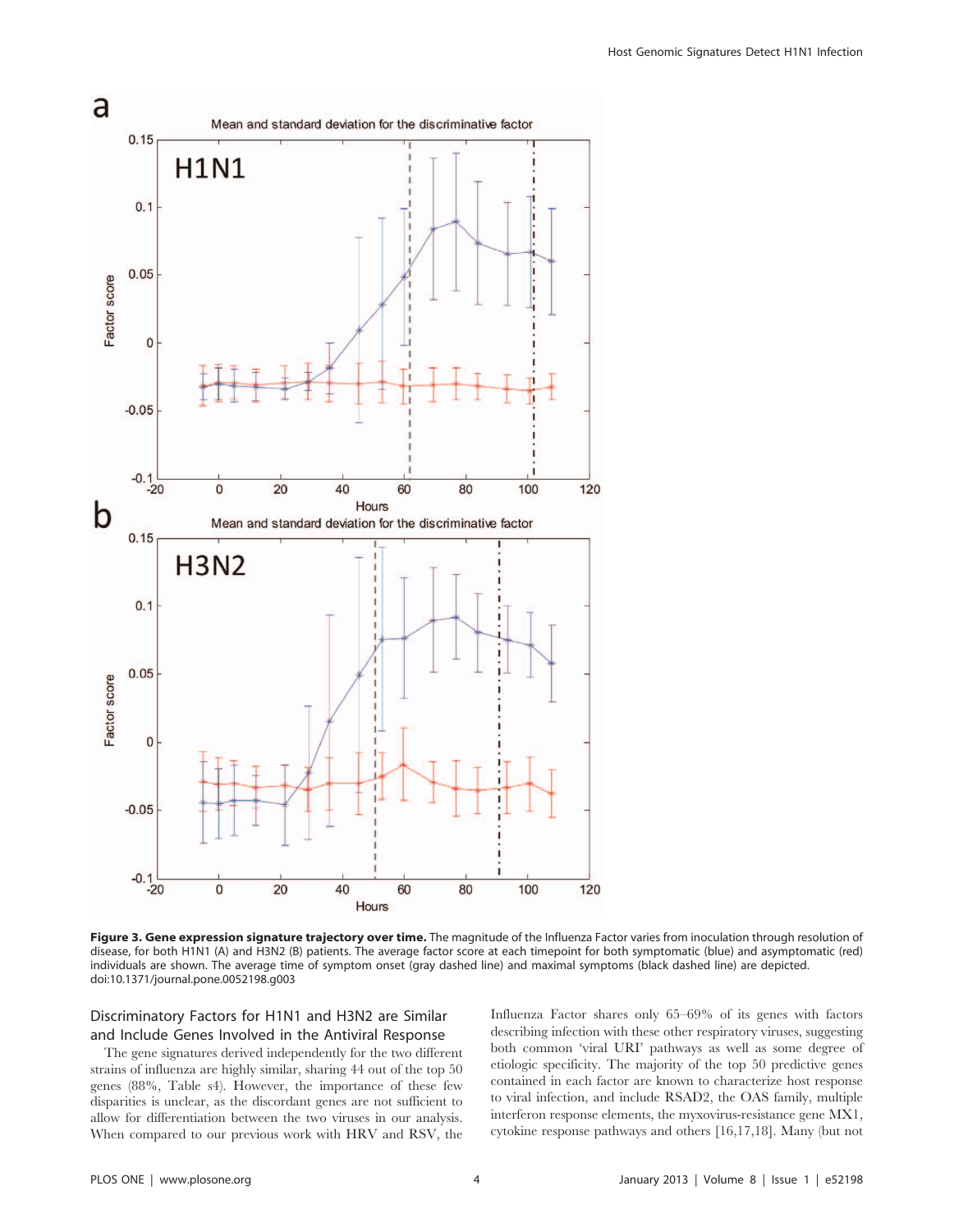**Figure 3. Gene expression signature trajectory over time.** The magnitude of the Influenza Factor varies from inoculation through resolution of disease, for both H1N1 (A) and H3N2 (B) patients. The average factor score at each timepoint for both symptomatic (blue) and asymptomatic (red) individuals are shown. The average time of symptom onset (gray dashed line) and maximal symptoms (black dashed line) are depicted.
doi:10.1371/journal.pone.0052198.g003

## Discriminatory Factors for H1N1 and H3N2 are Similar and Include Genes Involved in the Antiviral Response

The gene signatures derived independently for the two different strains of influenza are highly similar, sharing 44 out of the top 50 genes (88%, Table s4). However, the importance of these few disparities is unclear, as the discordant genes are not sufficient to allow for differentiation between the two viruses in our analysis. When compared to our previous work with HRV and RSV, the Influenza Factor shares only 65–69% of its genes with factors describing infection with these other respiratory viruses, suggesting both common 'viral URI' pathways as well as some degree of etiologic specificity. The majority of the top 50 predictive genes contained in each factor are known to characterize host response to viral infection, and include RSAD2, the OAS family, multiple interferon response elements, the myxovirus-resistance gene MX1, cytokine response pathways and others [16,17,18]. Many (but not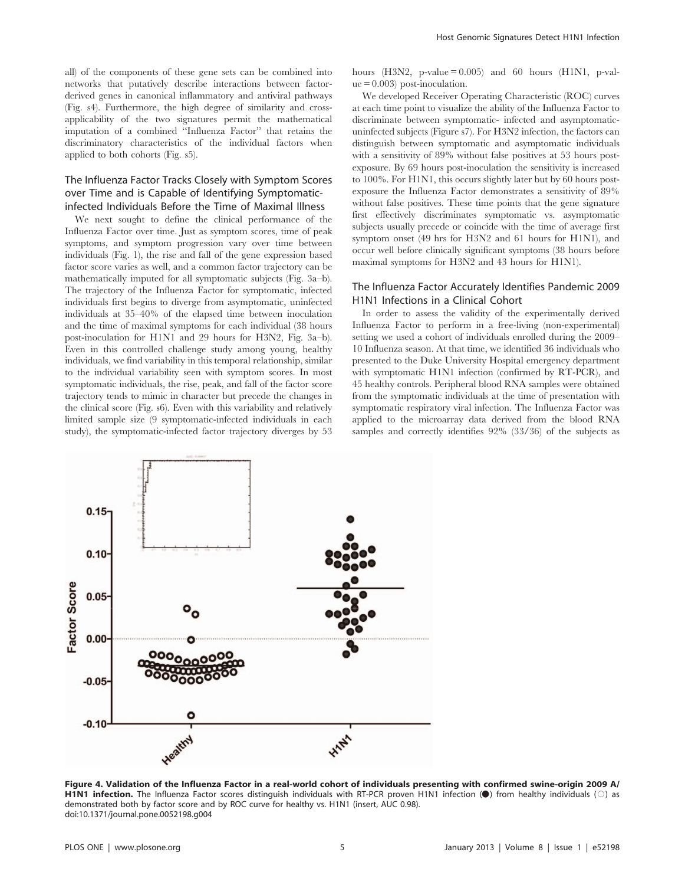all) of the components of these gene sets can be combined into networks that putatively describe interactions between factor-derived genes in canonical inflammatory and antiviral pathways (Fig. s4). Furthermore, the high degree of similarity and cross-applicability of the two signatures permit the mathematical imputation of a combined "Influenza Factor" that retains the discriminatory characteristics of the individual factors when applied to both cohorts (Fig. s5).

## The Influenza Factor Tracks Closely with Symptom Scores over Time and is Capable of Identifying Symptomatic-infected Individuals Before the Time of Maximal Illness

We next sought to define the clinical performance of the Influenza Factor over time. Just as symptom scores, time of peak symptoms, and symptom progression vary over time between individuals (Fig. 1), the rise and fall of the gene expression based factor score varies as well, and a common factor trajectory can be mathematically imputed for all symptomatic subjects (Fig. 3a–b). The trajectory of the Influenza Factor for symptomatic, infected individuals first begins to diverge from asymptomatic, uninfected individuals at 35–40% of the elapsed time between inoculation and the time of maximal symptoms for each individual (38 hours post-inoculation for H1N1 and 29 hours for H3N2, Fig. 3a–b). Even in this controlled challenge study among young, healthy individuals, we find variability in this temporal relationship, similar to the individual variability seen with symptom scores. In most symptomatic individuals, the rise, peak, and fall of the factor score trajectory tends to mimic in character but precede the changes in the clinical score (Fig. s6). Even with this variability and relatively limited sample size (9 symptomatic-infected individuals in each study), the symptomatic-infected factor trajectory diverges by 53 hours (H3N2, p-value = 0.005) and 60 hours (H1N1, p-value = 0.003) post-inoculation.

We developed Receiver Operating Characteristic (ROC) curves at each time point to visualize the ability of the Influenza Factor to discriminate between symptomatic- infected and asymptomatic-uninfected subjects (Figure s7). For H3N2 infection, the factors can distinguish between symptomatic and asymptomatic individuals with a sensitivity of 89% without false positives at 53 hours post-exposure. By 69 hours post-inoculation the sensitivity is increased to 100%. For H1N1, this occurs slightly later but by 60 hours post-exposure the Influenza Factor demonstrates a sensitivity of 89% without false positives. These time points that the gene signature first effectively discriminates symptomatic vs. asymptomatic subjects usually precede or coincide with the time of average first symptom onset (49 hrs for H3N2 and 61 hours for H1N1), and occur well before clinically significant symptoms (38 hours before maximal symptoms for H3N2 and 43 hours for H1N1).

## The Influenza Factor Accurately Identifies Pandemic 2009 H1N1 Infections in a Clinical Cohort

In order to assess the validity of the experimentally derived Influenza Factor to perform in a free-living (non-experimental) setting we used a cohort of individuals enrolled during the 2009–10 Influenza season. At that time, we identified 36 individuals who presented to the Duke University Hospital emergency department with symptomatic H1N1 infection (confirmed by RT-PCR), and 45 healthy controls. Peripheral blood RNA samples were obtained from the symptomatic individuals at the time of presentation with symptomatic respiratory viral infection. The Influenza Factor was applied to the microarray data derived from the blood RNA samples and correctly identifies 92% (33/36) of the subjects as

**Figure 4. Validation of the Influenza Factor in a real-world cohort of individuals presenting with confirmed swine-origin 2009 A/H1N1 infection.** The Influenza Factor scores distinguish individuals with RT-PCR proven H1N1 infection (●) from healthy individuals (○) as demonstrated both by factor score and by ROC curve for healthy vs. H1N1 (insert, AUC 0.98).
doi:10.1371/journal.pone.0052198.g004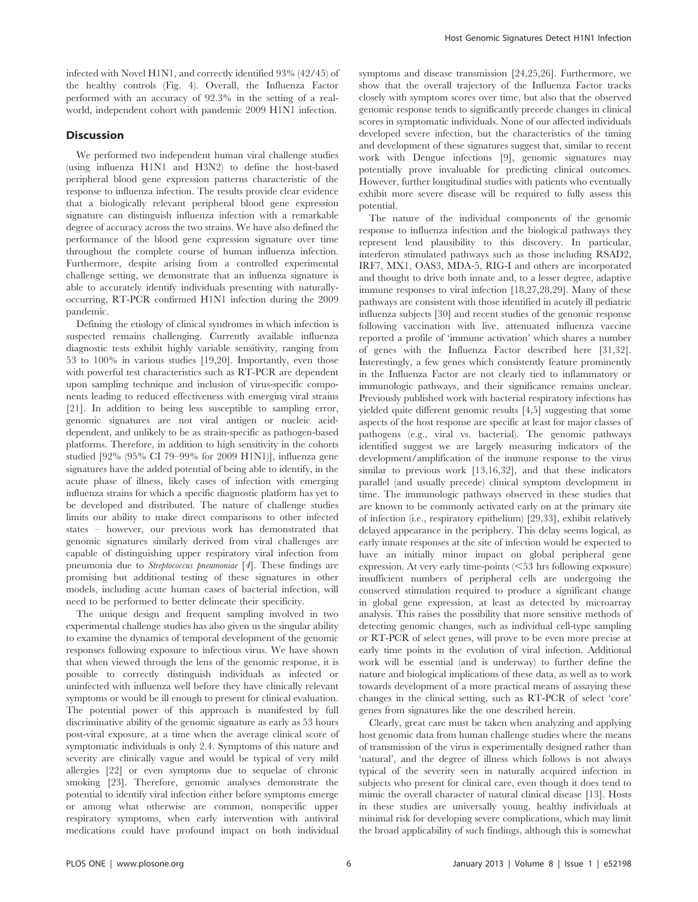infected with Novel H1N1, and correctly identified 93% (42/45) of the healthy controls (Fig. 4). Overall, the Influenza Factor performed with an accuracy of 92.3% in the setting of a real-world, independent cohort with pandemic 2009 H1N1 infection.

## Discussion

We performed two independent human viral challenge studies (using influenza H1N1 and H3N2) to define the host-based peripheral blood gene expression patterns characteristic of the response to influenza infection. The results provide clear evidence that a biologically relevant peripheral blood gene expression signature can distinguish influenza infection with a remarkable degree of accuracy across the two strains. We have also defined the performance of the blood gene expression signature over time throughout the complete course of human influenza infection. Furthermore, despite arising from a controlled experimental challenge setting, we demonstrate that an influenza signature is able to accurately identify individuals presenting with naturally-occurring, RT-PCR confirmed H1N1 infection during the 2009 pandemic.

Defining the etiology of clinical syndromes in which infection is suspected remains challenging. Currently available influenza diagnostic tests exhibit highly variable sensitivity, ranging from 53 to 100% in various studies [19,20]. Importantly, even those with powerful test characteristics such as RT-PCR are dependent upon sampling technique and inclusion of virus-specific components leading to reduced effectiveness with emerging viral strains [21]. In addition to being less susceptible to sampling error, genomic signatures are not viral antigen or nucleic acid-dependent, and unlikely to be as strain-specific as pathogen-based platforms. Therefore, in addition to high sensitivity in the cohorts studied [92% (95% CI 79–99% for 2009 H1N1)], influenza gene signatures have the added potential of being able to identify, in the acute phase of illness, likely cases of infection with emerging influenza strains for which a specific diagnostic platform has yet to be developed and distributed. The nature of challenge studies limits our ability to make direct comparisons to other infected states – however, our previous work has demonstrated that genomic signatures similarly derived from viral challenges are capable of distinguishing upper respiratory viral infection from pneumonia due to *Streptococcus pneumoniae* [4]. These findings are promising but additional testing of these signatures in other models, including acute human cases of bacterial infection, will need to be performed to better delineate their specificity.

The unique design and frequent sampling involved in two experimental challenge studies has also given us the singular ability to examine the dynamics of temporal development of the genomic responses following exposure to infectious virus. We have shown that when viewed through the lens of the genomic response, it is possible to correctly distinguish individuals as infected or uninfected with influenza well before they have clinically relevant symptoms or would be ill enough to present for clinical evaluation. The potential power of this approach is manifested by full discriminative ability of the genomic signature as early as 53 hours post-viral exposure, at a time when the average clinical score of symptomatic individuals is only 2.4. Symptoms of this nature and severity are clinically vague and would be typical of very mild allergies [22] or even symptoms due to sequelae of chronic smoking [23]. Therefore, genomic analyses demonstrate the potential to identify viral infection either before symptoms emerge or among what otherwise are common, nonspecific upper respiratory symptoms, when early intervention with antiviral medications could have profound impact on both individual symptoms and disease transmission [24,25,26]. Furthermore, we show that the overall trajectory of the Influenza Factor tracks closely with symptom scores over time, but also that the observed genomic response tends to significantly precede changes in clinical scores in symptomatic individuals. None of our affected individuals developed severe infection, but the characteristics of the timing and development of these signatures suggest that, similar to recent work with Dengue infections [9], genomic signatures may potentially prove invaluable for predicting clinical outcomes. However, further longitudinal studies with patients who eventually exhibit more severe disease will be required to fully assess this potential.

The nature of the individual components of the genomic response to influenza infection and the biological pathways they represent lend plausibility to this discovery. In particular, interferon stimulated pathways such as those including RSAD2, IRF7, MX1, OAS3, MDA-5, RIG-I and others are incorporated and thought to drive both innate and, to a lesser degree, adaptive immune responses to viral infection [18,27,28,29]. Many of these pathways are consistent with those identified in acutely ill pediatric influenza subjects [30] and recent studies of the genomic response following vaccination with live, attenuated influenza vaccine reported a profile of 'immune activation' which shares a number of genes with the Influenza Factor described here [31,32]. Interestingly, a few genes which consistently feature prominently in the Influenza Factor are not clearly tied to inflammatory or immunologic pathways, and their significance remains unclear. Previously published work with bacterial respiratory infections has yielded quite different genomic results [4,5] suggesting that some aspects of the host response are specific at least for major classes of pathogens (e.g., viral vs. bacterial). The genomic pathways identified suggest we are largely measuring indicators of the development/amplification of the immune response to the virus similar to previous work [13,16,32], and that these indicators parallel (and usually precede) clinical symptom development in time. The immunologic pathways observed in these studies that are known to be commonly activated early on at the primary site of infection (i.e., respiratory epithelium) [29,33], exhibit relatively delayed appearance in the periphery. This delay seems logical, as early innate responses at the site of infection would be expected to have an initially minor impact on global peripheral gene expression. At very early time-points (<53 hrs following exposure) insufficient numbers of peripheral cells are undergoing the conserved stimulation required to produce a significant change in global gene expression, at least as detected by microarray analysis. This raises the possibility that more sensitive methods of detecting genomic changes, such as individual cell-type sampling or RT-PCR of select genes, will prove to be even more precise at early time points in the evolution of viral infection. Additional work will be essential (and is underway) to further define the nature and biological implications of these data, as well as to work towards development of a more practical means of assaying these changes in the clinical setting, such as RT-PCR of select 'core' genes from signatures like the one described herein.

Clearly, great care must be taken when analyzing and applying host genomic data from human challenge studies where the means of transmission of the virus is experimentally designed rather than 'natural', and the degree of illness which follows is not always typical of the severity seen in naturally acquired infection in subjects who present for clinical care, even though it does tend to mimic the overall character of natural clinical disease [13]. Hosts in these studies are universally young, healthy individuals at minimal risk for developing severe complications, which may limit the broad applicability of such findings, although this is somewhat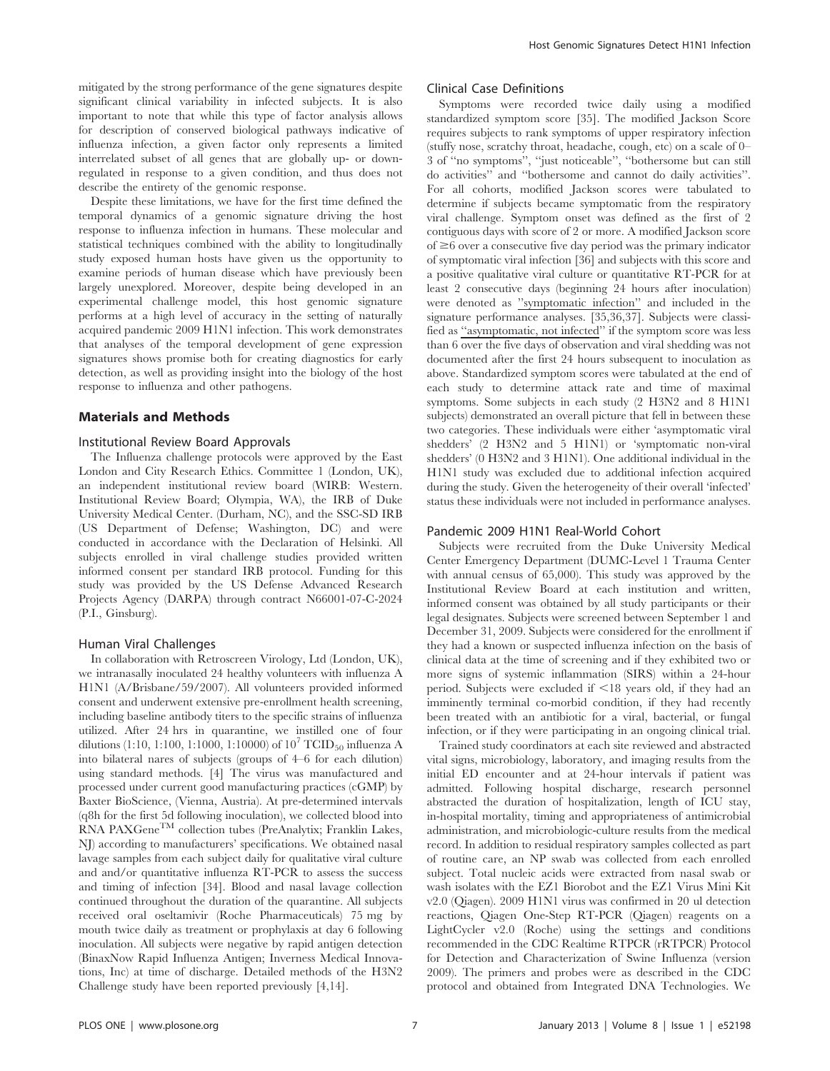mitigated by the strong performance of the gene signatures despite significant clinical variability in infected subjects. It is also important to note that while this type of factor analysis allows for description of conserved biological pathways indicative of influenza infection, a given factor only represents a limited interrelated subset of all genes that are globally up- or down-regulated in response to a given condition, and thus does not describe the entirety of the genomic response.

Despite these limitations, we have for the first time defined the temporal dynamics of a genomic signature driving the host response to influenza infection in humans. These molecular and statistical techniques combined with the ability to longitudinally study exposed human hosts have given us the opportunity to examine periods of human disease which have previously been largely unexplored. Moreover, despite being developed in an experimental challenge model, this host genomic signature performs at a high level of accuracy in the setting of naturally acquired pandemic 2009 H1N1 infection. This work demonstrates that analyses of the temporal development of gene expression signatures shows promise both for creating diagnostics for early detection, as well as providing insight into the biology of the host response to influenza and other pathogens.

## Materials and Methods

### Institutional Review Board Approvals

The Influenza challenge protocols were approved by the East London and City Research Ethics. Committee 1 (London, UK), an independent institutional review board (WIRB: Western. Institutional Review Board; Olympia, WA), the IRB of Duke University Medical Center. (Durham, NC), and the SSC-SD IRB (US Department of Defense; Washington, DC) and were conducted in accordance with the Declaration of Helsinki. All subjects enrolled in viral challenge studies provided written informed consent per standard IRB protocol. Funding for this study was provided by the US Defense Advanced Research Projects Agency (DARPA) through contract N66001-07-C-2024 (P.I., Ginsburg).

### Human Viral Challenges

In collaboration with Retroscreen Virology, Ltd (London, UK), we intranasally inoculated 24 healthy volunteers with influenza A H1N1 (A/Brisbane/59/2007). All volunteers provided informed consent and underwent extensive pre-enrollment health screening, including baseline antibody titers to the specific strains of influenza utilized. After 24 hrs in quarantine, we instilled one of four dilutions (1:10, 1:100, 1:1000, 1:10000) of $10^7$ $TCID_{50}$ influenza A into bilateral nares of subjects (groups of 4–6 for each dilution) using standard methods. [4] The virus was manufactured and processed under current good manufacturing practices (cGMP) by Baxter BioScience, (Vienna, Austria). At pre-determined intervals (q8h for the first 5d following inoculation), we collected blood into RNA PAXGene™ collection tubes (PreAnalytix; Franklin Lakes, NJ) according to manufacturers' specifications. We obtained nasal lavage samples from each subject daily for qualitative viral culture and/or quantitative influenza RT-PCR to assess the success and timing of infection [34]. Blood and nasal lavage collection continued throughout the duration of the quarantine. All subjects received oral oseltamivir (Roche Pharmaceuticals) 75 mg by mouth twice daily as treatment or prophylaxis at day 6 following inoculation. All subjects were negative by rapid antigen detection (BinaxNow Rapid Influenza Antigen; Inverness Medical Innovations, Inc) at time of discharge. Detailed methods of the H3N2 Challenge study have been reported previously [4,14].

### Clinical Case Definitions

Symptoms were recorded twice daily using a modified standardized symptom score [35]. The modified Jackson Score requires subjects to rank symptoms of upper respiratory infection (stuffy nose, scratchy throat, headache, cough, etc) on a scale of 0–3 of "no symptoms", "just noticeable", "bothersome but can still do activities" and "bothersome and cannot do daily activities". For all cohorts, modified Jackson scores were tabulated to determine if subjects became symptomatic from the respiratory viral challenge. Symptom onset was defined as the first of 2 contiguous days with score of 2 or more. A modified Jackson score of ≥6 over a consecutive five day period was the primary indicator of symptomatic viral infection [36] and subjects with this score and a positive qualitative viral culture or quantitative RT-PCR for at least 2 consecutive days (beginning 24 hours after inoculation) were denoted as "symptomatic infection" and included in the signature performance analyses. [35,36,37]. Subjects were classified as "asymptomatic, not infected" if the symptom score was less than 6 over the five days of observation and viral shedding was not documented after the first 24 hours subsequent to inoculation as above. Standardized symptom scores were tabulated at the end of each study to determine attack rate and time of maximal symptoms. Some subjects in each study (2 H3N2 and 8 H1N1 subjects) demonstrated an overall picture that fell in between these two categories. These individuals were either 'asymptomatic viral shedders' (2 H3N2 and 5 H1N1) or 'symptomatic non-viral shedders' (0 H3N2 and 3 H1N1). One additional individual in the H1N1 study was excluded due to additional infection acquired during the study. Given the heterogeneity of their overall 'infected' status these individuals were not included in performance analyses.

### Pandemic 2009 H1N1 Real-World Cohort

Subjects were recruited from the Duke University Medical Center Emergency Department (DUMC-Level 1 Trauma Center with annual census of 65,000). This study was approved by the Institutional Review Board at each institution and written, informed consent was obtained by all study participants or their legal designates. Subjects were screened between September 1 and December 31, 2009. Subjects were considered for the enrollment if they had a known or suspected influenza infection on the basis of clinical data at the time of screening and if they exhibited two or more signs of systemic inflammation (SIRS) within a 24-hour period. Subjects were excluded if <18 years old, if they had an imminently terminal co-morbid condition, if they had recently been treated with an antibiotic for a viral, bacterial, or fungal infection, or if they were participating in an ongoing clinical trial.

Trained study coordinators at each site reviewed and abstracted vital signs, microbiology, laboratory, and imaging results from the initial ED encounter and at 24-hour intervals if patient was admitted. Following hospital discharge, research personnel abstracted the duration of hospitalization, length of ICU stay, in-hospital mortality, timing and appropriateness of antimicrobial administration, and microbiologic-culture results from the medical record. In addition to residual respiratory samples collected as part of routine care, an NP swab was collected from each enrolled subject. Total nucleic acids were extracted from nasal swab or wash isolates with the EZ1 Biorobot and the EZ1 Virus Mini Kit v2.0 (Qiagen). 2009 H1N1 virus was confirmed in 20 ul detection reactions, Qiagen One-Step RT-PCR (Qiagen) reagents on a LightCycler v2.0 (Roche) using the settings and conditions recommended in the CDC Realtime RTPCR (rRTPCR) Protocol for Detection and Characterization of Swine Influenza (version 2009). The primers and probes were as described in the CDC protocol and obtained from Integrated DNA Technologies. We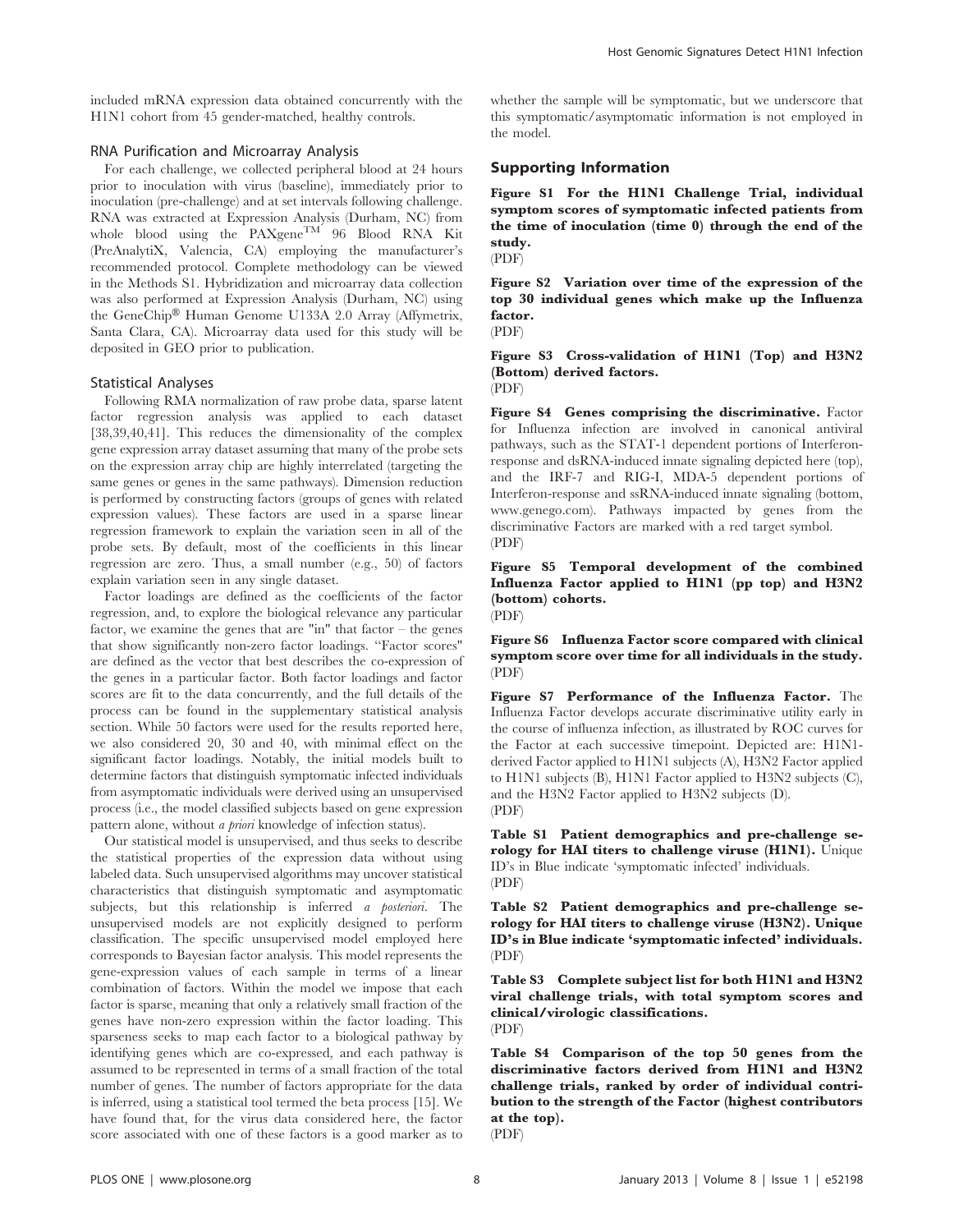included mRNA expression data obtained concurrently with the H1N1 cohort from 45 gender-matched, healthy controls.

### RNA Purification and Microarray Analysis

For each challenge, we collected peripheral blood at 24 hours prior to inoculation with virus (baseline), immediately prior to inoculation (pre-challenge) and at set intervals following challenge. RNA was extracted at Expression Analysis (Durham, NC) from whole blood using the PAXgene™ 96 Blood RNA Kit (PreAnalytiX, Valencia, CA) employing the manufacturer's recommended protocol. Complete methodology can be viewed in the Methods S1. Hybridization and microarray data collection was also performed at Expression Analysis (Durham, NC) using the GeneChip® Human Genome U133A 2.0 Array (Affymetrix, Santa Clara, CA). Microarray data used for this study will be deposited in GEO prior to publication.

### Statistical Analyses

Following RMA normalization of raw probe data, sparse latent factor regression analysis was applied to each dataset [38,39,40,41]. This reduces the dimensionality of the complex gene expression array dataset assuming that many of the probe sets on the expression array chip are highly interrelated (targeting the same genes or genes in the same pathways). Dimension reduction is performed by constructing factors (groups of genes with related expression values). These factors are used in a sparse linear regression framework to explain the variation seen in all of the probe sets. By default, most of the coefficients in this linear regression are zero. Thus, a small number (e.g., 50) of factors explain variation seen in any single dataset.

Factor loadings are defined as the coefficients of the factor regression, and, to explore the biological relevance any particular factor, we examine the genes that are "in" that factor – the genes that show significantly non-zero factor loadings. "Factor scores" are defined as the vector that best describes the co-expression of the genes in a particular factor. Both factor loadings and factor scores are fit to the data concurrently, and the full details of the process can be found in the supplementary statistical analysis section. While 50 factors were used for the results reported here, we also considered 20, 30 and 40, with minimal effect on the significant factor loadings. Notably, the initial models built to determine factors that distinguish symptomatic infected individuals from asymptomatic individuals were derived using an unsupervised process (i.e., the model classified subjects based on gene expression pattern alone, without *a priori* knowledge of infection status).

Our statistical model is unsupervised, and thus seeks to describe the statistical properties of the expression data without using labeled data. Such unsupervised algorithms may uncover statistical characteristics that distinguish symptomatic and asymptomatic subjects, but this relationship is inferred *a posteriori*. The unsupervised models are not explicitly designed to perform classification. The specific unsupervised model employed here corresponds to Bayesian factor analysis. This model represents the gene-expression values of each sample in terms of a linear combination of factors. Within the model we impose that each factor is sparse, meaning that only a relatively small fraction of the genes have non-zero expression within the factor loading. This sparseness seeks to map each factor to a biological pathway by identifying genes which are co-expressed, and each pathway is assumed to be represented in terms of a small fraction of the total number of genes. The number of factors appropriate for the data is inferred, using a statistical tool termed the beta process [15]. We have found that, for the virus data considered here, the factor score associated with one of these factors is a good marker as to whether the sample will be symptomatic, but we underscore that this symptomatic/asymptomatic information is not employed in the model.

## Supporting Information

**Figure S1 For the H1N1 Challenge Trial, individual symptom scores of symptomatic infected patients from the time of inoculation (time 0) through the end of the study.**
(PDF)

**Figure S2 Variation over time of the expression of the top 30 individual genes which make up the Influenza factor.**
(PDF)

**Figure S3 Cross-validation of H1N1 (Top) and H3N2 (Bottom) derived factors.**
(PDF)

**Figure S4 Genes comprising the discriminative.** Factor for Influenza infection are involved in canonical antiviral pathways, such as the STAT-1 dependent portions of Interferon-response and dsRNA-induced innate signaling depicted here (top), and the IRF-7 and RIG-I, MDA-5 dependent portions of Interferon-response and ssRNA-induced innate signaling (bottom, www.genego.com). Pathways impacted by genes from the discriminative Factors are marked with a red target symbol.
(PDF)

**Figure S5 Temporal development of the combined Influenza Factor applied to H1N1 (pp top) and H3N2 (bottom) cohorts.**
(PDF)

**Figure S6 Influenza Factor score compared with clinical symptom score over time for all individuals in the study.**
(PDF)

**Figure S7 Performance of the Influenza Factor.** The Influenza Factor develops accurate discriminative utility early in the course of influenza infection, as illustrated by ROC curves for the Factor at each successive timepoint. Depicted are: H1N1-derived Factor applied to H1N1 subjects (A), H3N2 Factor applied to H1N1 subjects (B), H1N1 Factor applied to H3N2 subjects (C), and the H3N2 Factor applied to H3N2 subjects (D).
(PDF)

**Table S1 Patient demographics and pre-challenge serology for HAI titers to challenge viruse (H1N1).** Unique ID's in Blue indicate 'symptomatic infected' individuals.
(PDF)

**Table S2 Patient demographics and pre-challenge serology for HAI titers to challenge viruse (H3N2). Unique ID's in Blue indicate 'symptomatic infected' individuals.**
(PDF)

**Table S3 Complete subject list for both H1N1 and H3N2 viral challenge trials, with total symptom scores and clinical/virologic classifications.**
(PDF)

**Table S4 Comparison of the top 50 genes from the discriminative factors derived from H1N1 and H3N2 challenge trials, ranked by order of individual contribution to the strength of the Factor (highest contributors at the top).**
(PDF)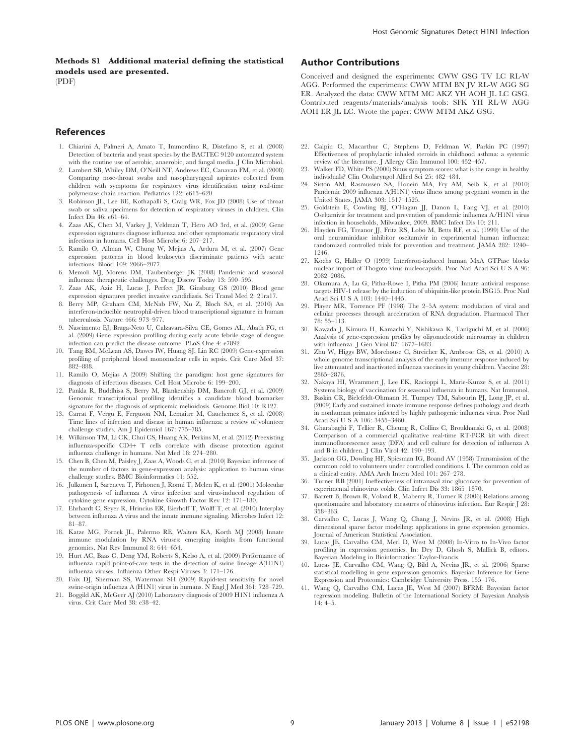**Methods S1 Additional material defining the statistical models used are presented.**
(PDF)

## Author Contributions

Conceived and designed the experiments: CWW GSG TV LC RL-W AGG. Performed the experiments: CWW MTM BN JV RL-W AGG SG ER. Analyzed the data: CWW MTM MC AKZ YH AOH JL LC GSG. Contributed reagents/materials/analysis tools: SFK YH RL-W AGG AOH ER JL LC. Wrote the paper: CWW MTM AKZ GSG.

## References

1. Chiarini A, Palmeri A, Amato T, Immordino R, Distefano S, et al. (2008) Detection of bacteria and yeast species by the BACTEC 9120 automated system with the routine use of aerobic, anaerobic, and fungal media. J Clin Microbiol.
2. Lambert SB, Whiley DM, O'Neill NT, Andrews EC, Canavan FM, et al. (2008) Comparing nose-throat swabs and nasopharyngeal aspirates collected from children with symptoms for respiratory virus identification using real-time polymerase chain reaction. Pediatrics 122: e615–620.
3. Robinson JL, Lee BE, Kothapalli S, Craig WR, Fox JD (2008) Use of throat swab or saliva specimens for detection of respiratory viruses in children. Clin Infect Dis 46: e61–64.
4. Zaas AK, Chen M, Varkey J, Veldman T, Hero AO 3rd, et al. (2009) Gene expression signatures diagnose influenza and other symptomatic respiratory viral infections in humans. Cell Host Microbe 6: 207–217.
5. Ramilo O, Allman W, Chung W, Mejias A, Ardura M, et al. (2007) Gene expression patterns in blood leukocytes discriminate patients with acute infections. Blood 109: 2066–2077.
6. Memoli MJ, Morens DM, Taubenberger JK (2008) Pandemic and seasonal influenza: therapeutic challenges. Drug Discov Today 13: 590–595.
7. Zaas AK, Aziz H, Lucas J, Perfect JR, Ginsburg GS (2010) Blood gene expression signatures predict invasive candidiasis. Sci Transl Med 2: 21ra17.
8. Berry MP, Graham CM, McNab FW, Xu Z, Bloch SA, et al. (2010) An interferon-inducible neutrophil-driven blood transcriptional signature in human tuberculosis. Nature 466: 973–977.
9. Nascimento EJ, Braga-Neto U, Calzavara-Silva CE, Gomes AL, Abath FG, et al. (2009) Gene expression profiling during early acute febrile stage of dengue infection can predict the disease outcome. PLoS One 4: e7892.
10. Tang BM, McLean AS, Dawes IW, Huang SJ, Lin RC (2009) Gene-expression profiling of peripheral blood mononuclear cells in sepsis. Crit Care Med 37: 882–888.
11. Ramilo O, Mejias A (2009) Shifting the paradigm: host gene signatures for diagnosis of infectious diseases. Cell Host Microbe 6: 199–200.
12. Pankla R, Buddhisa S, Berry M, Blankenship DM, Bancroft GJ, et al. (2009) Genomic transcriptional profiling identifies a candidate blood biomarker signature for the diagnosis of septicemic melioidosis. Genome Biol 10: R127.
13. Carrat F, Vergu E, Ferguson NM, Lemaitre M, Cauchemez S, et al. (2008) Time lines of infection and disease in human influenza: a review of volunteer challenge studies. Am J Epidemiol 167: 775–785.
14. Wilkinson TM, Li CK, Chui CS, Huang AK, Perkins M, et al. (2012) Preexisting influenza-specific CD4+ T cells correlate with disease protection against influenza challenge in humans. Nat Med 18: 274–280.
15. Chen B, Chen M, Paisley J, Zaas A, Woods C, et al. (2010) Bayesian inference of the number of factors in gene-expression analysis: application to human virus challenge studies. BMC Bioinformatics 11: 552.
16. Julkunen I, Sareneva T, Pirhonen J, Ronni T, Melen K, et al. (2001) Molecular pathogenesis of influenza A virus infection and virus-induced regulation of cytokine gene expression. Cytokine Growth Factor Rev 12: 171–180.
17. Ehrhardt C, Seyer R, Hrincius ER, Eierhoff T, Wolff T, et al. (2010) Interplay between influenza A virus and the innate immune signaling. Microbes Infect 12: 81–87.
18. Katze MG, Fornek JL, Palermo RE, Walters KA, Korth MJ (2008) Innate immune modulation by RNA viruses: emerging insights from functional genomics. Nat Rev Immunol 8: 644–654.
19. Hurt AC, Baas C, Deng YM, Roberts S, Kelso A, et al. (2009) Performance of influenza rapid point-of-care tests in the detection of swine lineage A(H1N1) influenza viruses. Influenza Other Respi Viruses 3: 171–176.
20. Faix DJ, Sherman SS, Waterman SH (2009) Rapid-test sensitivity for novel swine-origin influenza A (H1N1) virus in humans. N Engl J Med 361: 728–729.
21. Boggild AK, McGeer AJ (2010) Laboratory diagnosis of 2009 H1N1 influenza A virus. Crit Care Med 38: e38–42.
22. Calpin C, Macarthur C, Stephens D, Feldman W, Parkin PC (1997) Effectiveness of prophylactic inhaled steroids in childhood asthma: a systemic review of the literature. J Allergy Clin Immunol 100: 452–457.
23. Walker FD, White PS (2000) Sinus symptom scores: what is the range in healthy individuals? Clin Otolaryngol Allied Sci 25: 482–484.
24. Siston AM, Rasmussen SA, Honein MA, Fry AM, Seib K, et al. (2010) Pandemic 2009 influenza A(H1N1) virus illness among pregnant women in the United States. JAMA 303: 1517–1525.
25. Goldstein E, Cowling BJ, O'Hagan JJ, Danon L, Fang VJ, et al. (2010) Oseltamivir for treatment and prevention of pandemic influenza A/H1N1 virus infection in households, Milwaukee, 2009. BMC Infect Dis 10: 211.
26. Hayden FG, Treanor JJ, Fritz RS, Lobo M, Betts RF, et al. (1999) Use of the oral neuraminidase inhibitor oseltamivir in experimental human influenza: randomized controlled trials for prevention and treatment. JAMA 282: 1240–1246.
27. Kochs G, Haller O (1999) Interferon-induced human MxA GTPase blocks nuclear import of Thogoto virus nucleocapsids. Proc Natl Acad Sci U S A 96: 2082–2086.
28. Okumura A, Lu G, Pitha-Rowe I, Pitha PM (2006) Innate antiviral response targets HIV-1 release by the induction of ubiquitin-like protein ISG15. Proc Natl Acad Sci U S A 103: 1440–1445.
29. Player MR, Torrence PF (1998) The 2–5A system: modulation of viral and cellular processes through acceleration of RNA degradation. Pharmacol Ther 78: 55–113.
30. Kawada J, Kimura H, Kamachi Y, Nishikawa K, Taniguchi M, et al. (2006) Analysis of gene-expression profiles by oligonucleotide microarray in children with influenza. J Gen Virol 87: 1677–1683.
31. Zhu W, Higgs BW, Morehouse C, Streicher K, Ambrose CS, et al. (2010) A whole genome transcriptional analysis of the early immune response induced by live attenuated and inactivated influenza vaccines in young children. Vaccine 28: 2865–2876.
32. Nakaya HI, Wrammert J, Lee EK, Racioppi L, Marie-Kunze S, et al. (2011) Systems biology of vaccination for seasonal influenza in humans. Nat Immunol.
33. Baskin CR, Bielefeldt-Ohmann H, Tumpey TM, Sabourin PJ, Long JP, et al. (2009) Early and sustained innate immune response defines pathology and death in nonhuman primates infected by highly pathogenic influenza virus. Proc Natl Acad Sci U S A 106: 3455–3460.
34. Gharabaghi F, Tellier R, Cheung R, Collins C, Broukhanski G, et al. (2008) Comparison of a commercial qualitative real-time RT-PCR kit with direct immunofluorescence assay (DFA) and cell culture for detection of influenza A and B in children. J Clin Virol 42: 190–193.
35. Jackson GG, Dowling HF, Spiesman IG, Boand AV (1958) Transmission of the common cold to volunteers under controlled conditions. I. The common cold as a clinical entity. AMA Arch Intern Med 101: 267–278.
36. Turner RB (2001) Ineffectiveness of intranasal zinc gluconate for prevention of experimental rhinovirus colds. Clin Infect Dis 33: 1865–1870.
37. Barrett B, Brown R, Voland R, Maberry R, Turner R (2006) Relations among questionnaire and laboratory measures of rhinovirus infection. Eur Respir J 28: 358–363.
38. Carvalho C, Lucas J, Wang Q, Chang J, Nevins JR, et al. (2008) High dimensional sparse factor modelling: applications in gene expression genomics. Journal of American Statistical Association.
39. Lucas JE, Carvalho CM, Merl D, West M (2008) In-Vitro to In-Vivo factor profiling in expression genomics. In: Dey D, Ghosh S, Mallick B, editors. Bayesian Modeling in Bioinformatics: Taylor-Francis.
40. Lucas JE, Carvalho CM, Wang Q, Bild A, Nevins JR, et al. (2006) Sparse statistical modelling in gene expression genomics. Bayesian Inference for Gene Expression and Proteomics: Cambridge University Press. 155–176.
41. Wang Q, Carvalho CM, Lucas JE, West M (2007) BFRM: Bayesian factor regression modeling. Bulletin of the International Society of Bayesian Analysis 14: 4–5.